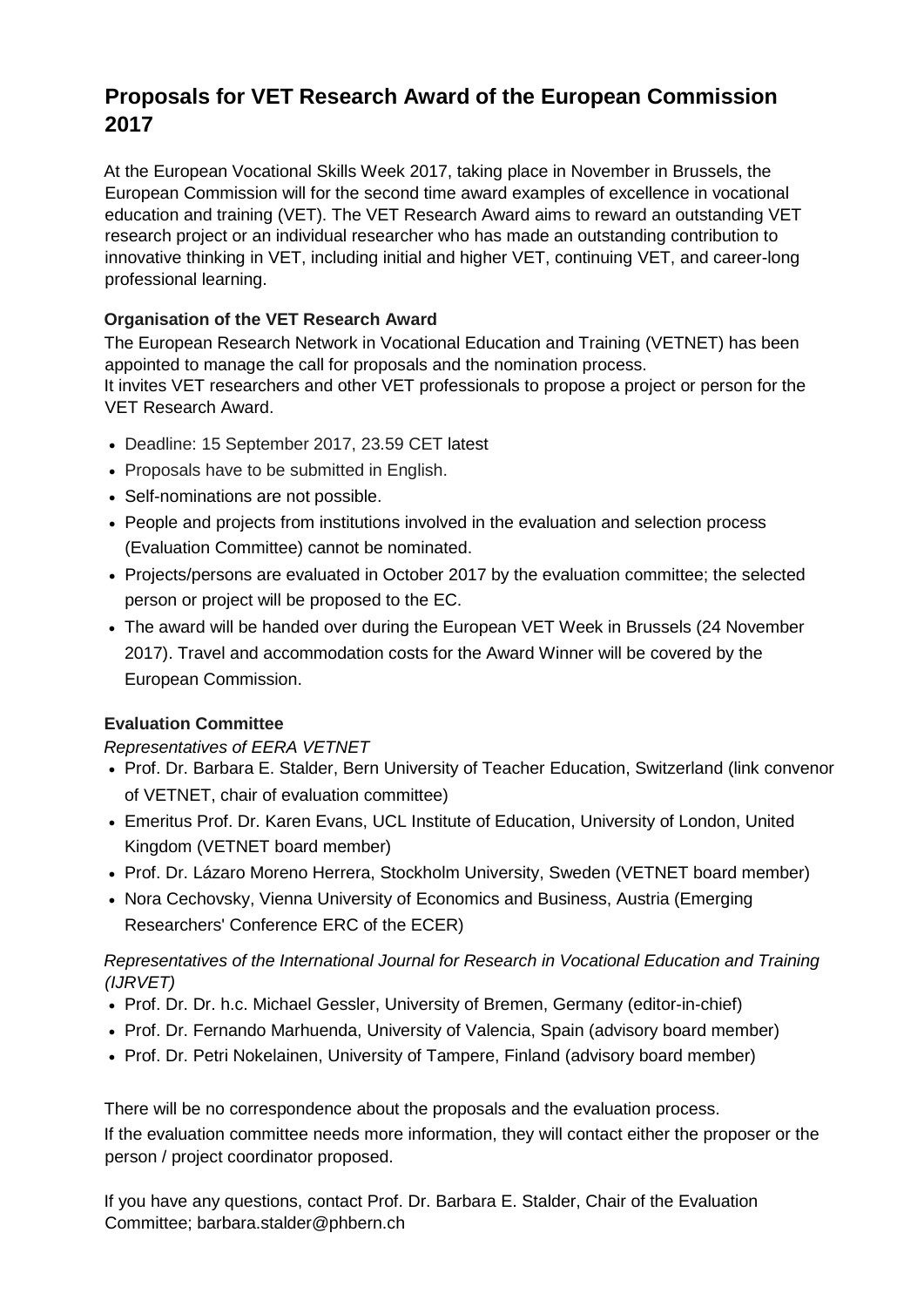# Proposals for VET Research Award of the European Commission 2017

At the European Vocational Skills Week 2017, taking place in November in Brussels, the European Commission will for the second time award examples of excellence in vocational education and training (VET). The VET Research Award aims to reward an outstanding VET research project or an individual researcher who has made an outstanding contribution to innovative thinking in VET, including initial and higher VET, continuing VET, and career-long professional learning.

### Organisation of the VET Research Award

The European Research Network in Vocational Education and Training (VETNET) has been appointed to manage the call for proposals and the nomination process.
It invites VET researchers and other VET professionals to propose a project or person for the VET Research Award.

- Deadline: 15 September 2017, 23.59 CET latest
- Proposals have to be submitted in English.
- Self-nominations are not possible.
- People and projects from institutions involved in the evaluation and selection process (Evaluation Committee) cannot be nominated.
- Projects/persons are evaluated in October 2017 by the evaluation committee; the selected person or project will be proposed to the EC.
- The award will be handed over during the European VET Week in Brussels (24 November 2017). Travel and accommodation costs for the Award Winner will be covered by the European Commission.

### Evaluation Committee

*Representatives of EERA VETNET*

- Prof. Dr. Barbara E. Stalder, Bern University of Teacher Education, Switzerland (link convenor of VETNET, chair of evaluation committee)
- Emeritus Prof. Dr. Karen Evans, UCL Institute of Education, University of London, United Kingdom (VETNET board member)
- Prof. Dr. Lázaro Moreno Herrera, Stockholm University, Sweden (VETNET board member)
- Nora Cechovsky, Vienna University of Economics and Business, Austria (Emerging Researchers' Conference ERC of the ECER)

*Representatives of the International Journal for Research in Vocational Education and Training (IJRVET)*

- Prof. Dr. Dr. h.c. Michael Gessler, University of Bremen, Germany (editor-in-chief)
- Prof. Dr. Fernando Marhuenda, University of Valencia, Spain (advisory board member)
- Prof. Dr. Petri Nokelainen, University of Tampere, Finland (advisory board member)

There will be no correspondence about the proposals and the evaluation process.
If the evaluation committee needs more information, they will contact either the proposer or the person / project coordinator proposed.

If you have any questions, contact Prof. Dr. Barbara E. Stalder, Chair of the Evaluation Committee; barbara.stalder@phbern.ch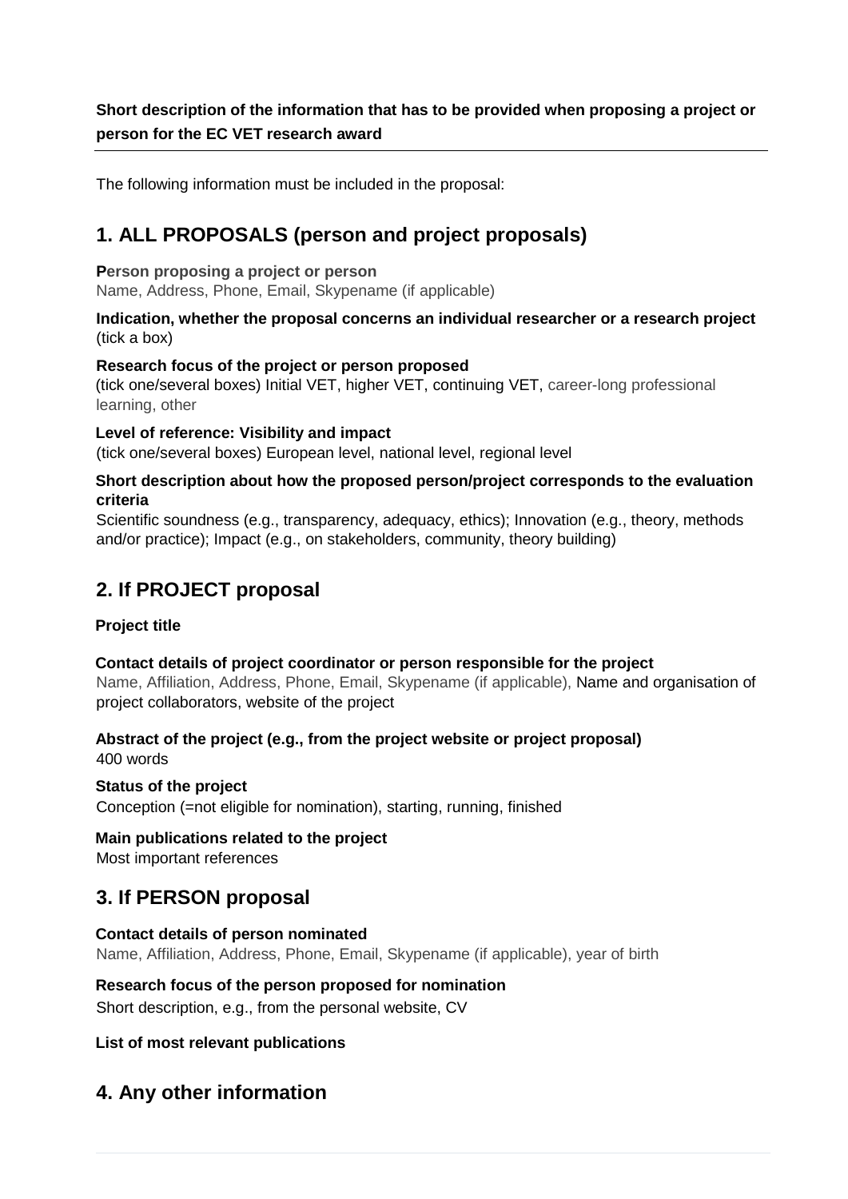**Short description of the information that has to be provided when proposing a project or person for the EC VET research award**

---

The following information must be included in the proposal:

## 1. ALL PROPOSALS (person and project proposals)

**Person proposing a project or person**
Name, Address, Phone, Email, Skypename (if applicable)

**Indication, whether the proposal concerns an individual researcher or a research project** (tick a box)

**Research focus of the project or person proposed**
(tick one/several boxes) Initial VET, higher VET, continuing VET, career-long professional learning, other

**Level of reference: Visibility and impact**
(tick one/several boxes) European level, national level, regional level

**Short description about how the proposed person/project corresponds to the evaluation criteria**
Scientific soundness (e.g., transparency, adequacy, ethics); Innovation (e.g., theory, methods and/or practice); Impact (e.g., on stakeholders, community, theory building)

## 2. If PROJECT proposal

**Project title**

**Contact details of project coordinator or person responsible for the project**
Name, Affiliation, Address, Phone, Email, Skypename (if applicable), Name and organisation of project collaborators, website of the project

**Abstract of the project (e.g., from the project website or project proposal)**
400 words

**Status of the project**
Conception (=not eligible for nomination), starting, running, finished

**Main publications related to the project**
Most important references

## 3. If PERSON proposal

**Contact details of person nominated**
Name, Affiliation, Address, Phone, Email, Skypename (if applicable), year of birth

**Research focus of the person proposed for nomination**
Short description, e.g., from the personal website, CV

**List of most relevant publications**

## 4. Any other information